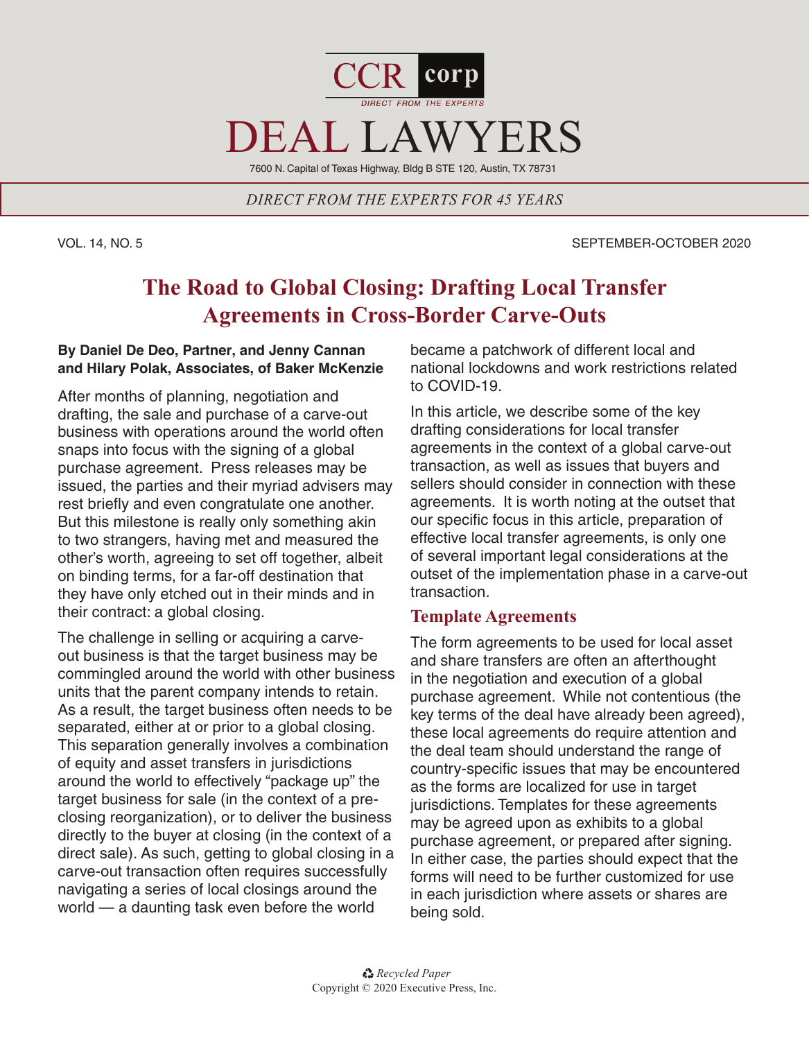# DEAL LAWYERS

7600 N. Capital of Texas Highway, Bldg B STE 120, Austin, TX 78731

*DIRECT FROM THE EXPERTS FOR 45 YEARS*

VOL. 14, NO. 5 SEPTEMBER-OCTOBER 2020

## The Road to Global Closing: Drafting Local Transfer Agreements in Cross-Border Carve-Outs

**By Daniel De Deo, Partner, and Jenny Cannan and Hilary Polak, Associates, of Baker McKenzie**

After months of planning, negotiation and drafting, the sale and purchase of a carve-out business with operations around the world often snaps into focus with the signing of a global purchase agreement. Press releases may be issued, the parties and their myriad advisers may rest briefly and even congratulate one another. But this milestone is really only something akin to two strangers, having met and measured the other's worth, agreeing to set off together, albeit on binding terms, for a far-off destination that they have only etched out in their minds and in their contract: a global closing.

The challenge in selling or acquiring a carve-out business is that the target business may be commingled around the world with other business units that the parent company intends to retain. As a result, the target business often needs to be separated, either at or prior to a global closing. This separation generally involves a combination of equity and asset transfers in jurisdictions around the world to effectively "package up" the target business for sale (in the context of a pre-closing reorganization), or to deliver the business directly to the buyer at closing (in the context of a direct sale). As such, getting to global closing in a carve-out transaction often requires successfully navigating a series of local closings around the world — a daunting task even before the world became a patchwork of different local and national lockdowns and work restrictions related to COVID-19.

In this article, we describe some of the key drafting considerations for local transfer agreements in the context of a global carve-out transaction, as well as issues that buyers and sellers should consider in connection with these agreements. It is worth noting at the outset that our specific focus in this article, preparation of effective local transfer agreements, is only one of several important legal considerations at the outset of the implementation phase in a carve-out transaction.

### Template Agreements

The form agreements to be used for local asset and share transfers are often an afterthought in the negotiation and execution of a global purchase agreement. While not contentious (the key terms of the deal have already been agreed), these local agreements do require attention and the deal team should understand the range of country-specific issues that may be encountered as the forms are localized for use in target jurisdictions. Templates for these agreements may be agreed upon as exhibits to a global purchase agreement, or prepared after signing. In either case, the parties should expect that the forms will need to be further customized for use in each jurisdiction where assets or shares are being sold.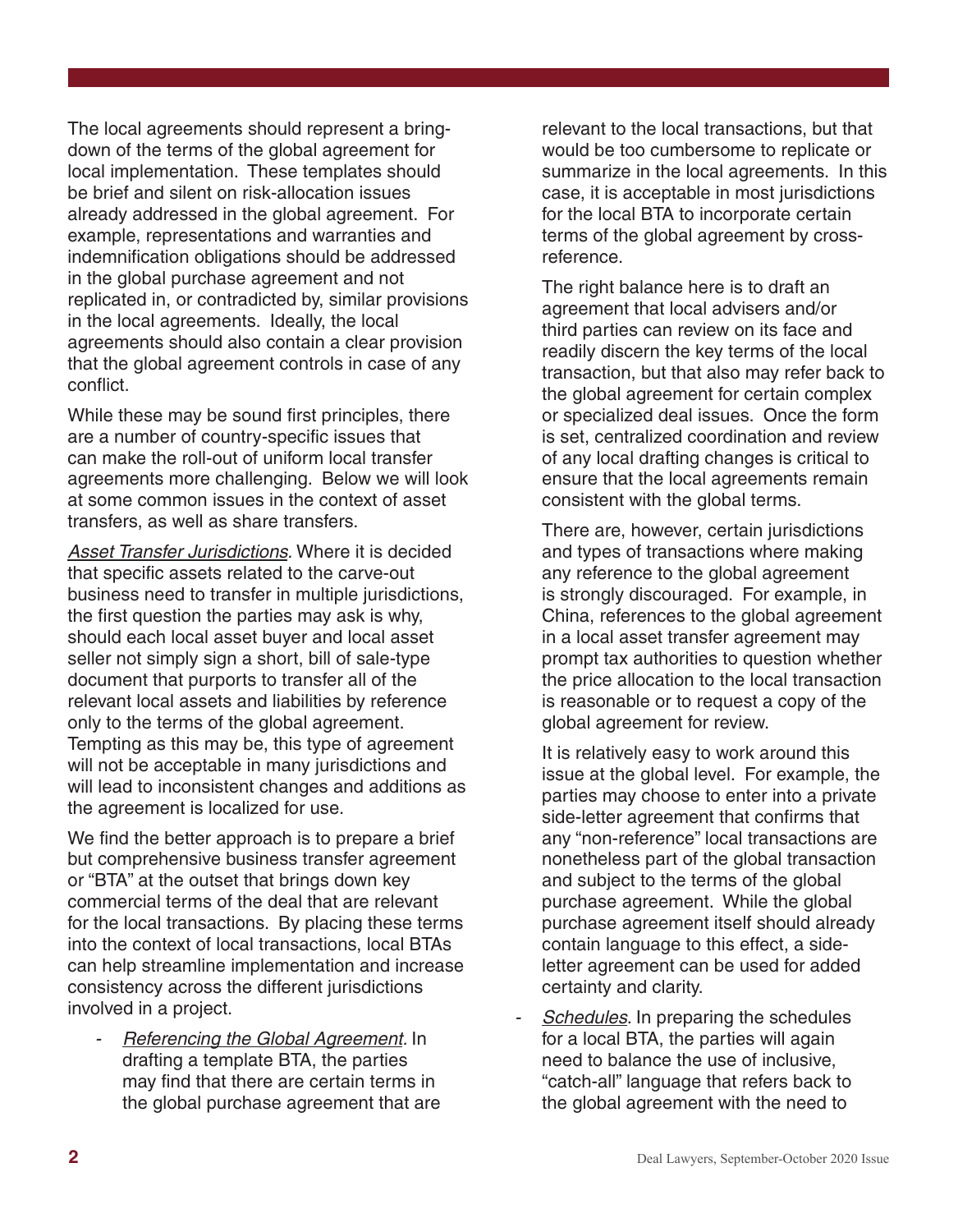The local agreements should represent a bring-down of the terms of the global agreement for local implementation. These templates should be brief and silent on risk-allocation issues already addressed in the global agreement. For example, representations and warranties and indemnification obligations should be addressed in the global purchase agreement and not replicated in, or contradicted by, similar provisions in the local agreements. Ideally, the local agreements should also contain a clear provision that the global agreement controls in case of any conflict.

While these may be sound first principles, there are a number of country-specific issues that can make the roll-out of uniform local transfer agreements more challenging. Below we will look at some common issues in the context of asset transfers, as well as share transfers.

_Asset Transfer Jurisdictions_. Where it is decided that specific assets related to the carve-out business need to transfer in multiple jurisdictions, the first question the parties may ask is why, should each local asset buyer and local asset seller not simply sign a short, bill of sale-type document that purports to transfer all of the relevant local assets and liabilities by reference only to the terms of the global agreement. Tempting as this may be, this type of agreement will not be acceptable in many jurisdictions and will lead to inconsistent changes and additions as the agreement is localized for use.

We find the better approach is to prepare a brief but comprehensive business transfer agreement or "BTA" at the outset that brings down key commercial terms of the deal that are relevant for the local transactions. By placing these terms into the context of local transactions, local BTAs can help streamline implementation and increase consistency across the different jurisdictions involved in a project.

- _Referencing the Global Agreement._ In drafting a template BTA, the parties may find that there are certain terms in the global purchase agreement that are relevant to the local transactions, but that would be too cumbersome to replicate or summarize in the local agreements. In this case, it is acceptable in most jurisdictions for the local BTA to incorporate certain terms of the global agreement by cross-reference.

  The right balance here is to draft an agreement that local advisers and/or third parties can review on its face and readily discern the key terms of the local transaction, but that also may refer back to the global agreement for certain complex or specialized deal issues. Once the form is set, centralized coordination and review of any local drafting changes is critical to ensure that the local agreements remain consistent with the global terms.

  There are, however, certain jurisdictions and types of transactions where making any reference to the global agreement is strongly discouraged. For example, in China, references to the global agreement in a local asset transfer agreement may prompt tax authorities to question whether the price allocation to the local transaction is reasonable or to request a copy of the global agreement for review.

  It is relatively easy to work around this issue at the global level. For example, the parties may choose to enter into a private side-letter agreement that confirms that any "non-reference" local transactions are nonetheless part of the global transaction and subject to the terms of the global purchase agreement. While the global purchase agreement itself should already contain language to this effect, a side-letter agreement can be used for added certainty and clarity.

- _Schedules_. In preparing the schedules for a local BTA, the parties will again need to balance the use of inclusive, "catch-all" language that refers back to the global agreement with the need to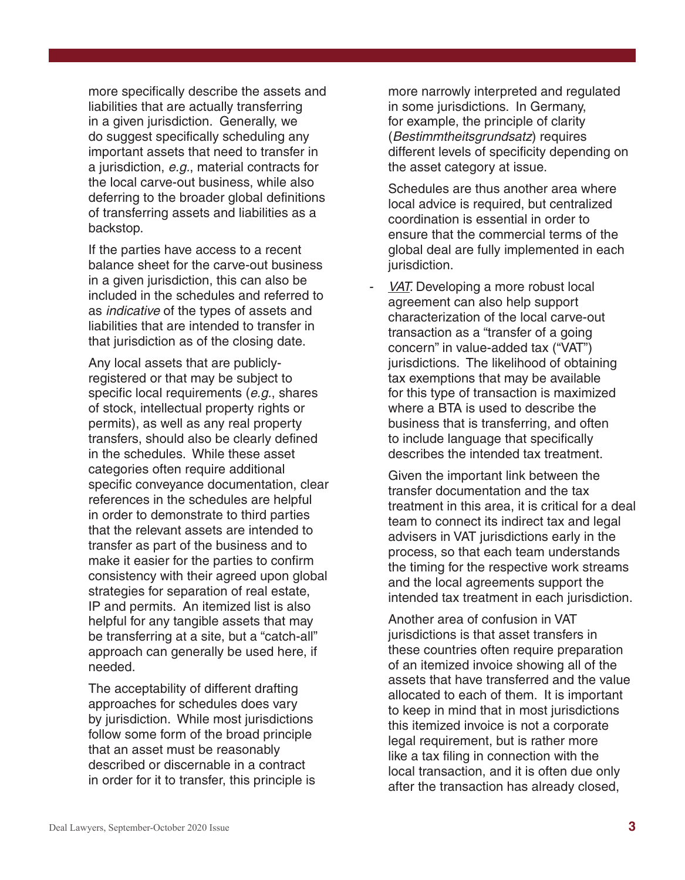more specifically describe the assets and liabilities that are actually transferring in a given jurisdiction. Generally, we do suggest specifically scheduling any important assets that need to transfer in a jurisdiction, *e.g.*, material contracts for the local carve-out business, while also deferring to the broader global definitions of transferring assets and liabilities as a backstop.

If the parties have access to a recent balance sheet for the carve-out business in a given jurisdiction, this can also be included in the schedules and referred to as *indicative* of the types of assets and liabilities that are intended to transfer in that jurisdiction as of the closing date.

Any local assets that are publicly-registered or that may be subject to specific local requirements (*e.g.*, shares of stock, intellectual property rights or permits), as well as any real property transfers, should also be clearly defined in the schedules. While these asset categories often require additional specific conveyance documentation, clear references in the schedules are helpful in order to demonstrate to third parties that the relevant assets are intended to transfer as part of the business and to make it easier for the parties to confirm consistency with their agreed upon global strategies for separation of real estate, IP and permits. An itemized list is also helpful for any tangible assets that may be transferring at a site, but a "catch-all" approach can generally be used here, if needed.

The acceptability of different drafting approaches for schedules does vary by jurisdiction. While most jurisdictions follow some form of the broad principle that an asset must be reasonably described or discernable in a contract in order for it to transfer, this principle is more narrowly interpreted and regulated in some jurisdictions. In Germany, for example, the principle of clarity (*Bestimmtheitsgrundsatz*) requires different levels of specificity depending on the asset category at issue.

Schedules are thus another area where local advice is required, but centralized coordination is essential in order to ensure that the commercial terms of the global deal are fully implemented in each jurisdiction.

- *VAT*. Developing a more robust local agreement can also help support characterization of the local carve-out transaction as a "transfer of a going concern" in value-added tax ("VAT") jurisdictions. The likelihood of obtaining tax exemptions that may be available for this type of transaction is maximized where a BTA is used to describe the business that is transferring, and often to include language that specifically describes the intended tax treatment.

  Given the important link between the transfer documentation and the tax treatment in this area, it is critical for a deal team to connect its indirect tax and legal advisers in VAT jurisdictions early in the process, so that each team understands the timing for the respective work streams and the local agreements support the intended tax treatment in each jurisdiction.

  Another area of confusion in VAT jurisdictions is that asset transfers in these countries often require preparation of an itemized invoice showing all of the assets that have transferred and the value allocated to each of them. It is important to keep in mind that in most jurisdictions this itemized invoice is not a corporate legal requirement, but is rather more like a tax filing in connection with the local transaction, and it is often due only after the transaction has already closed,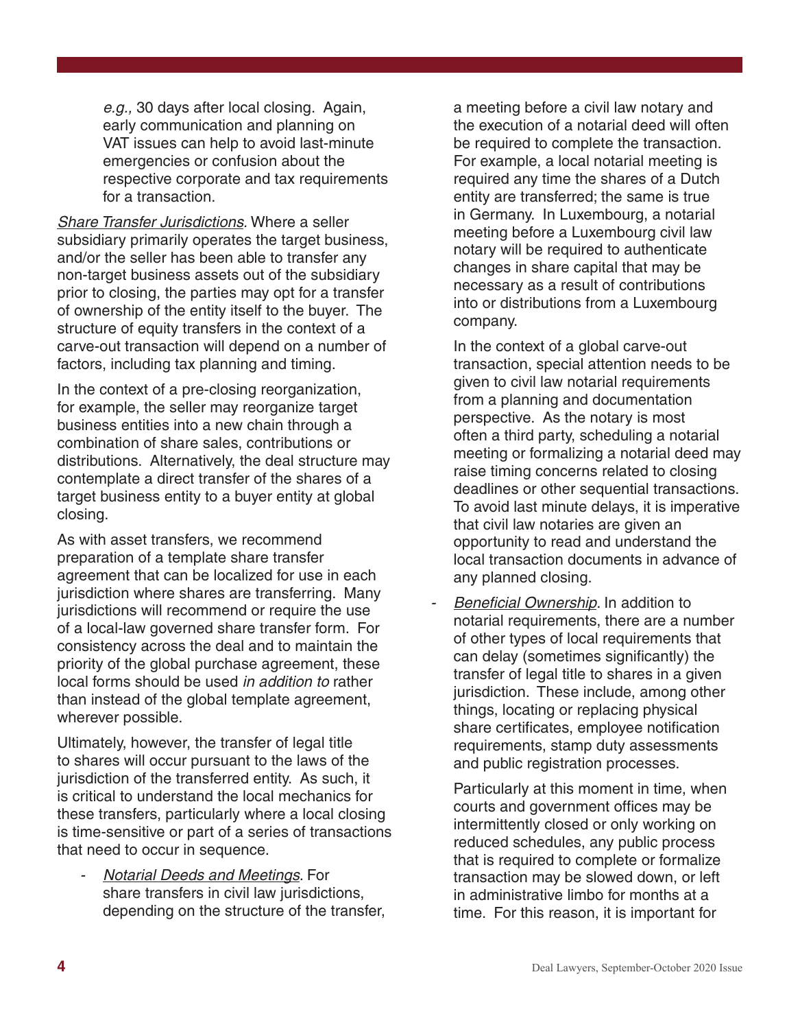*e.g.,* 30 days after local closing. Again, early communication and planning on VAT issues can help to avoid last-minute emergencies or confusion about the respective corporate and tax requirements for a transaction.

*Share Transfer Jurisdictions.* Where a seller subsidiary primarily operates the target business, and/or the seller has been able to transfer any non-target business assets out of the subsidiary prior to closing, the parties may opt for a transfer of ownership of the entity itself to the buyer. The structure of equity transfers in the context of a carve-out transaction will depend on a number of factors, including tax planning and timing.

In the context of a pre-closing reorganization, for example, the seller may reorganize target business entities into a new chain through a combination of share sales, contributions or distributions. Alternatively, the deal structure may contemplate a direct transfer of the shares of a target business entity to a buyer entity at global closing.

As with asset transfers, we recommend preparation of a template share transfer agreement that can be localized for use in each jurisdiction where shares are transferring. Many jurisdictions will recommend or require the use of a local-law governed share transfer form. For consistency across the deal and to maintain the priority of the global purchase agreement, these local forms should be used *in addition to* rather than instead of the global template agreement, wherever possible.

Ultimately, however, the transfer of legal title to shares will occur pursuant to the laws of the jurisdiction of the transferred entity. As such, it is critical to understand the local mechanics for these transfers, particularly where a local closing is time-sensitive or part of a series of transactions that need to occur in sequence.

- *Notarial Deeds and Meetings*. For share transfers in civil law jurisdictions, depending on the structure of the transfer, a meeting before a civil law notary and the execution of a notarial deed will often be required to complete the transaction. For example, a local notarial meeting is required any time the shares of a Dutch entity are transferred; the same is true in Germany. In Luxembourg, a notarial meeting before a Luxembourg civil law notary will be required to authenticate changes in share capital that may be necessary as a result of contributions into or distributions from a Luxembourg company.

  In the context of a global carve-out transaction, special attention needs to be given to civil law notarial requirements from a planning and documentation perspective. As the notary is most often a third party, scheduling a notarial meeting or formalizing a notarial deed may raise timing concerns related to closing deadlines or other sequential transactions. To avoid last minute delays, it is imperative that civil law notaries are given an opportunity to read and understand the local transaction documents in advance of any planned closing.

- *Beneficial Ownership*. In addition to notarial requirements, there are a number of other types of local requirements that can delay (sometimes significantly) the transfer of legal title to shares in a given jurisdiction. These include, among other things, locating or replacing physical share certificates, employee notification requirements, stamp duty assessments and public registration processes.

  Particularly at this moment in time, when courts and government offices may be intermittently closed or only working on reduced schedules, any public process that is required to complete or formalize transaction may be slowed down, or left in administrative limbo for months at a time. For this reason, it is important for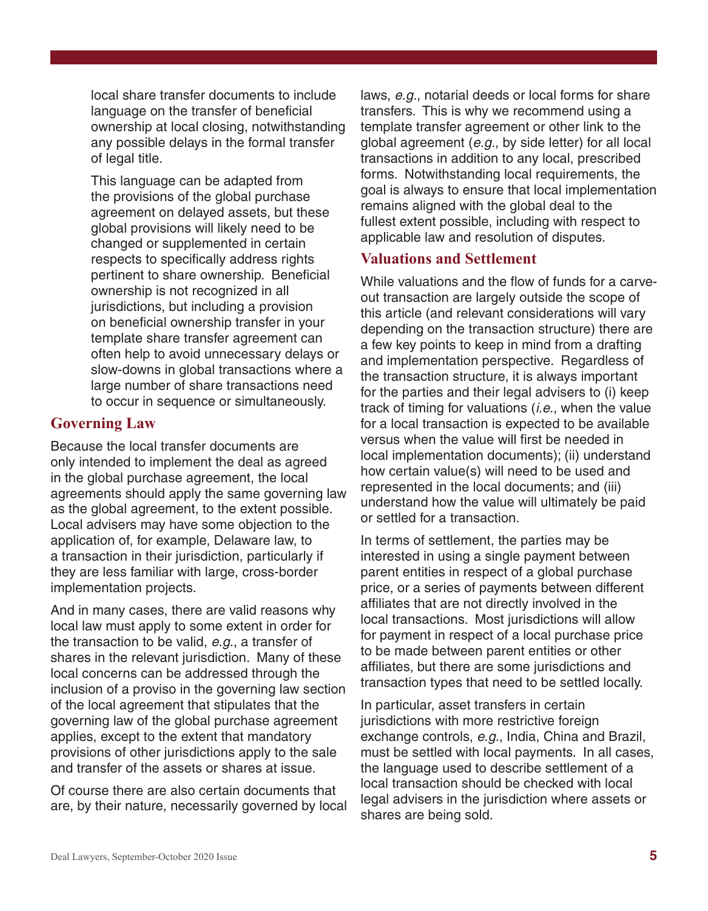local share transfer documents to include language on the transfer of beneficial ownership at local closing, notwithstanding any possible delays in the formal transfer of legal title.

This language can be adapted from the provisions of the global purchase agreement on delayed assets, but these global provisions will likely need to be changed or supplemented in certain respects to specifically address rights pertinent to share ownership. Beneficial ownership is not recognized in all jurisdictions, but including a provision on beneficial ownership transfer in your template share transfer agreement can often help to avoid unnecessary delays or slow-downs in global transactions where a large number of share transactions need to occur in sequence or simultaneously.

## Governing Law

Because the local transfer documents are only intended to implement the deal as agreed in the global purchase agreement, the local agreements should apply the same governing law as the global agreement, to the extent possible. Local advisers may have some objection to the application of, for example, Delaware law, to a transaction in their jurisdiction, particularly if they are less familiar with large, cross-border implementation projects.

And in many cases, there are valid reasons why local law must apply to some extent in order for the transaction to be valid, *e.g.*, a transfer of shares in the relevant jurisdiction. Many of these local concerns can be addressed through the inclusion of a proviso in the governing law section of the local agreement that stipulates that the governing law of the global purchase agreement applies, except to the extent that mandatory provisions of other jurisdictions apply to the sale and transfer of the assets or shares at issue.

Of course there are also certain documents that are, by their nature, necessarily governed by local laws, *e.g.*, notarial deeds or local forms for share transfers. This is why we recommend using a template transfer agreement or other link to the global agreement (*e.g.*, by side letter) for all local transactions in addition to any local, prescribed forms. Notwithstanding local requirements, the goal is always to ensure that local implementation remains aligned with the global deal to the fullest extent possible, including with respect to applicable law and resolution of disputes.

## Valuations and Settlement

While valuations and the flow of funds for a carve-out transaction are largely outside the scope of this article (and relevant considerations will vary depending on the transaction structure) there are a few key points to keep in mind from a drafting and implementation perspective. Regardless of the transaction structure, it is always important for the parties and their legal advisers to (i) keep track of timing for valuations (*i.e.*, when the value for a local transaction is expected to be available versus when the value will first be needed in local implementation documents); (ii) understand how certain value(s) will need to be used and represented in the local documents; and (iii) understand how the value will ultimately be paid or settled for a transaction.

In terms of settlement, the parties may be interested in using a single payment between parent entities in respect of a global purchase price, or a series of payments between different affiliates that are not directly involved in the local transactions. Most jurisdictions will allow for payment in respect of a local purchase price to be made between parent entities or other affiliates, but there are some jurisdictions and transaction types that need to be settled locally.

In particular, asset transfers in certain jurisdictions with more restrictive foreign exchange controls, *e.g.*, India, China and Brazil, must be settled with local payments. In all cases, the language used to describe settlement of a local transaction should be checked with local legal advisers in the jurisdiction where assets or shares are being sold.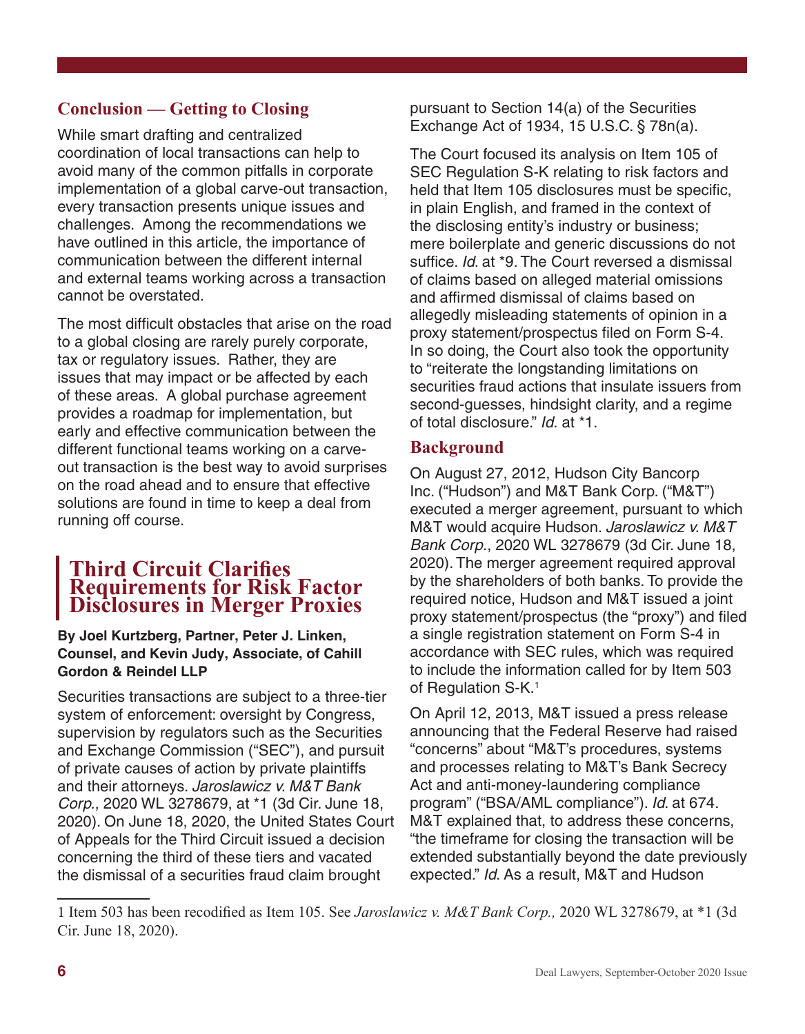## Conclusion — Getting to Closing

While smart drafting and centralized coordination of local transactions can help to avoid many of the common pitfalls in corporate implementation of a global carve-out transaction, every transaction presents unique issues and challenges. Among the recommendations we have outlined in this article, the importance of communication between the different internal and external teams working across a transaction cannot be overstated.

The most difficult obstacles that arise on the road to a global closing are rarely purely corporate, tax or regulatory issues. Rather, they are issues that may impact or be affected by each of these areas. A global purchase agreement provides a roadmap for implementation, but early and effective communication between the different functional teams working on a carve-out transaction is the best way to avoid surprises on the road ahead and to ensure that effective solutions are found in time to keep a deal from running off course.

# Third Circuit Clarifies Requirements for Risk Factor Disclosures in Merger Proxies

**By Joel Kurtzberg, Partner, Peter J. Linken, Counsel, and Kevin Judy, Associate, of Cahill Gordon & Reindel LLP**

Securities transactions are subject to a three-tier system of enforcement: oversight by Congress, supervision by regulators such as the Securities and Exchange Commission ("SEC"), and pursuit of private causes of action by private plaintiffs and their attorneys. *Jaroslawicz v. M&T Bank Corp.*, 2020 WL 3278679, at *1 (3d Cir. June 18, 2020). On June 18, 2020, the United States Court of Appeals for the Third Circuit issued a decision concerning the third of these tiers and vacated the dismissal of a securities fraud claim brought pursuant to Section 14(a) of the Securities Exchange Act of 1934, 15 U.S.C. § 78n(a).

The Court focused its analysis on Item 105 of SEC Regulation S-K relating to risk factors and held that Item 105 disclosures must be specific, in plain English, and framed in the context of the disclosing entity's industry or business; mere boilerplate and generic discussions do not suffice. *Id.* at *9. The Court reversed a dismissal of claims based on alleged material omissions and affirmed dismissal of claims based on allegedly misleading statements of opinion in a proxy statement/prospectus filed on Form S-4. In so doing, the Court also took the opportunity to "reiterate the longstanding limitations on securities fraud actions that insulate issuers from second-guesses, hindsight clarity, and a regime of total disclosure." *Id.* at *1.

## Background

On August 27, 2012, Hudson City Bancorp Inc. ("Hudson") and M&T Bank Corp. ("M&T") executed a merger agreement, pursuant to which M&T would acquire Hudson. *Jaroslawicz v. M&T Bank Corp.*, 2020 WL 3278679 (3d Cir. June 18, 2020). The merger agreement required approval by the shareholders of both banks. To provide the required notice, Hudson and M&T issued a joint proxy statement/prospectus (the "proxy") and filed a single registration statement on Form S-4 in accordance with SEC rules, which was required to include the information called for by Item 503 of Regulation S-K.[1]

On April 12, 2013, M&T issued a press release announcing that the Federal Reserve had raised "concerns" about "M&T's procedures, systems and processes relating to M&T's Bank Secrecy Act and anti-money-laundering compliance program" ("BSA/AML compliance"). *Id.* at 674. M&T explained that, to address these concerns, "the timeframe for closing the transaction will be extended substantially beyond the date previously expected." *Id.* As a result, M&T and Hudson

1 Item 503 has been recodified as Item 105. See *Jaroslawicz v. M&T Bank Corp.,* 2020 WL 3278679, at *1 (3d Cir. June 18, 2020).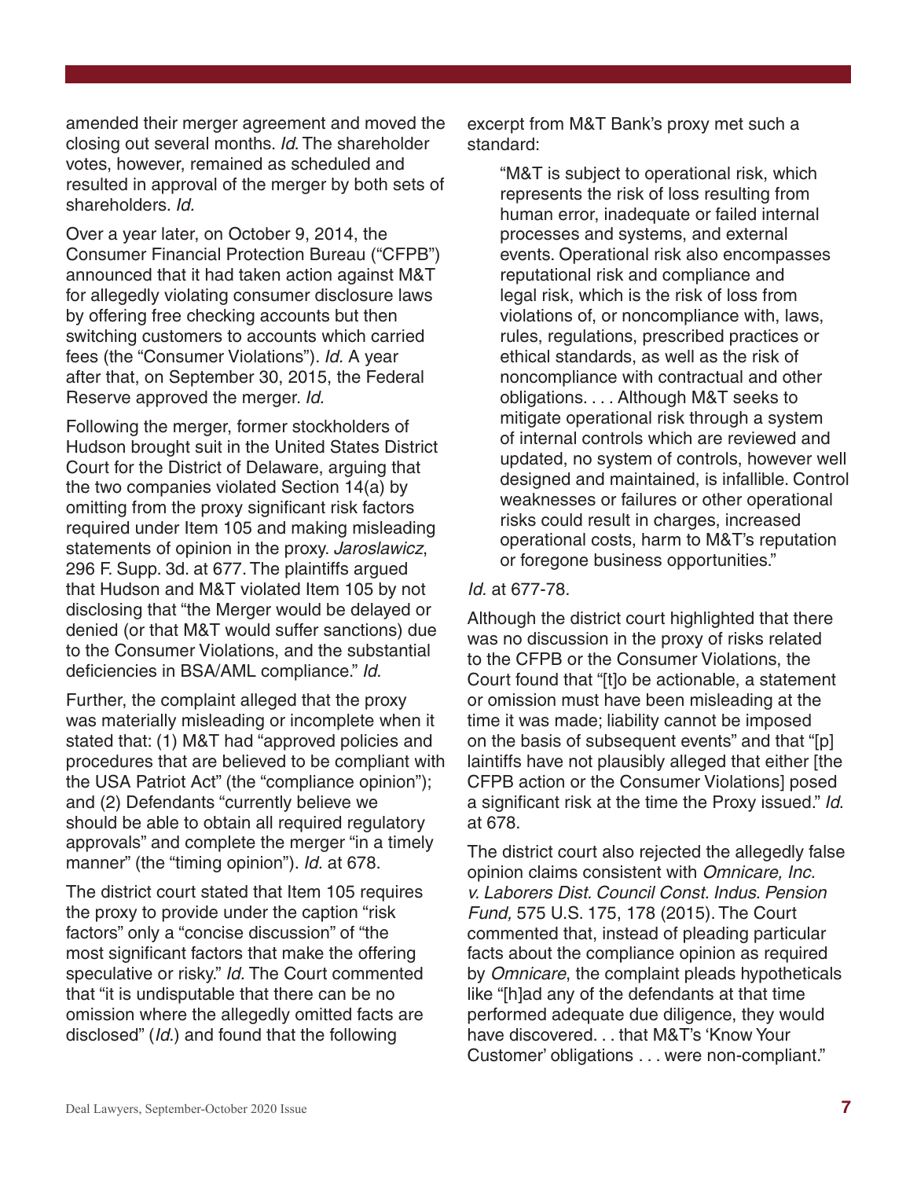amended their merger agreement and moved the closing out several months. *Id.* The shareholder votes, however, remained as scheduled and resulted in approval of the merger by both sets of shareholders. *Id.*

Over a year later, on October 9, 2014, the Consumer Financial Protection Bureau ("CFPB") announced that it had taken action against M&T for allegedly violating consumer disclosure laws by offering free checking accounts but then switching customers to accounts which carried fees (the "Consumer Violations"). *Id.* A year after that, on September 30, 2015, the Federal Reserve approved the merger. *Id.*

Following the merger, former stockholders of Hudson brought suit in the United States District Court for the District of Delaware, arguing that the two companies violated Section 14(a) by omitting from the proxy significant risk factors required under Item 105 and making misleading statements of opinion in the proxy. *Jaroslawicz*, 296 F. Supp. 3d. at 677. The plaintiffs argued that Hudson and M&T violated Item 105 by not disclosing that "the Merger would be delayed or denied (or that M&T would suffer sanctions) due to the Consumer Violations, and the substantial deficiencies in BSA/AML compliance." *Id.*

Further, the complaint alleged that the proxy was materially misleading or incomplete when it stated that: (1) M&T had "approved policies and procedures that are believed to be compliant with the USA Patriot Act" (the "compliance opinion"); and (2) Defendants "currently believe we should be able to obtain all required regulatory approvals" and complete the merger "in a timely manner" (the "timing opinion"). *Id.* at 678.

The district court stated that Item 105 requires the proxy to provide under the caption "risk factors" only a "concise discussion" of "the most significant factors that make the offering speculative or risky." *Id.* The Court commented that "it is undisputable that there can be no omission where the allegedly omitted facts are disclosed" (*Id.*) and found that the following excerpt from M&T Bank's proxy met such a standard:

> "M&T is subject to operational risk, which represents the risk of loss resulting from human error, inadequate or failed internal processes and systems, and external events. Operational risk also encompasses reputational risk and compliance and legal risk, which is the risk of loss from violations of, or noncompliance with, laws, rules, regulations, prescribed practices or ethical standards, as well as the risk of noncompliance with contractual and other obligations. . . . Although M&T seeks to mitigate operational risk through a system of internal controls which are reviewed and updated, no system of controls, however well designed and maintained, is infallible. Control weaknesses or failures or other operational risks could result in charges, increased operational costs, harm to M&T's reputation or foregone business opportunities."

*Id.* at 677-78.

Although the district court highlighted that there was no discussion in the proxy of risks related to the CFPB or the Consumer Violations, the Court found that "[t]o be actionable, a statement or omission must have been misleading at the time it was made; liability cannot be imposed on the basis of subsequent events" and that "[p]laintiffs have not plausibly alleged that either [the CFPB action or the Consumer Violations] posed a significant risk at the time the Proxy issued." *Id.* at 678.

The district court also rejected the allegedly false opinion claims consistent with *Omnicare, Inc. v. Laborers Dist. Council Const. Indus. Pension Fund,* 575 U.S. 175, 178 (2015). The Court commented that, instead of pleading particular facts about the compliance opinion as required by *Omnicare*, the complaint pleads hypotheticals like "[h]ad any of the defendants at that time performed adequate due diligence, they would have discovered. . . that M&T's 'Know Your Customer' obligations . . . were non-compliant."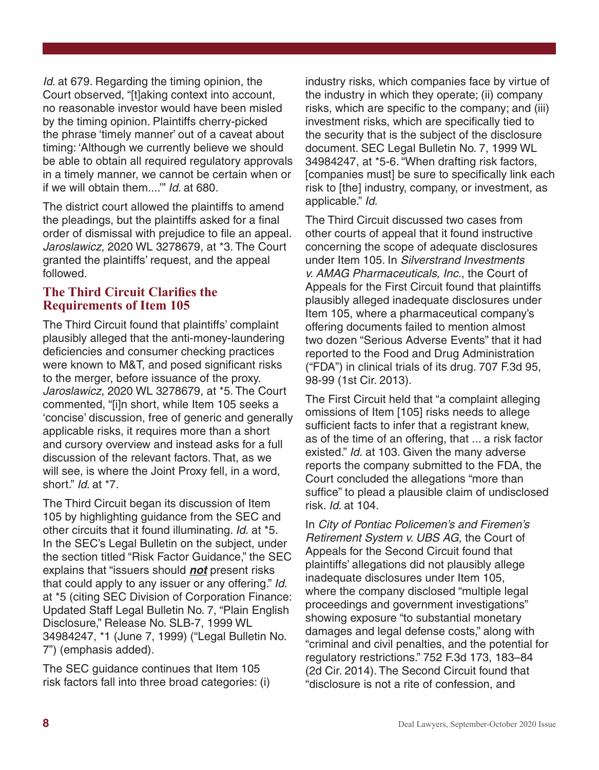*Id*. at 679. Regarding the timing opinion, the Court observed, "[t]aking context into account, no reasonable investor would have been misled by the timing opinion. Plaintiffs cherry-picked the phrase 'timely manner' out of a caveat about timing: 'Although we currently believe we should be able to obtain all required regulatory approvals in a timely manner, we cannot be certain when or if we will obtain them....'" *Id*. at 680.

The district court allowed the plaintiffs to amend the pleadings, but the plaintiffs asked for a final order of dismissal with prejudice to file an appeal. *Jaroslawicz*, 2020 WL 3278679, at *3. The Court granted the plaintiffs' request, and the appeal followed.

## The Third Circuit Clarifies the Requirements of Item 105

The Third Circuit found that plaintiffs' complaint plausibly alleged that the anti-money-laundering deficiencies and consumer checking practices were known to M&T, and posed significant risks to the merger, before issuance of the proxy. *Jaroslawicz*, 2020 WL 3278679, at *5. The Court commented, "[i]n short, while Item 105 seeks a 'concise' discussion, free of generic and generally applicable risks, it requires more than a short and cursory overview and instead asks for a full discussion of the relevant factors. That, as we will see, is where the Joint Proxy fell, in a word, short." *Id*. at *7.

The Third Circuit began its discussion of Item 105 by highlighting guidance from the SEC and other circuits that it found illuminating. *Id*. at *5. In the SEC's Legal Bulletin on the subject, under the section titled "Risk Factor Guidance," the SEC explains that "issuers should ***not*** present risks that could apply to any issuer or any offering." *Id*. at *5 (citing SEC Division of Corporation Finance: Updated Staff Legal Bulletin No. 7, "Plain English Disclosure," Release No. SLB-7, 1999 WL 34984247, *1 (June 7, 1999) ("Legal Bulletin No. 7") (emphasis added).

The SEC guidance continues that Item 105 risk factors fall into three broad categories: (i) industry risks, which companies face by virtue of the industry in which they operate; (ii) company risks, which are specific to the company; and (iii) investment risks, which are specifically tied to the security that is the subject of the disclosure document. SEC Legal Bulletin No. 7, 1999 WL 34984247, at *5-6. "When drafting risk factors, [companies must] be sure to specifically link each risk to [the] industry, company, or investment, as applicable." *Id.*

The Third Circuit discussed two cases from other courts of appeal that it found instructive concerning the scope of adequate disclosures under Item 105. In *Silverstrand Investments v. AMAG Pharmaceuticals, Inc.*, the Court of Appeals for the First Circuit found that plaintiffs plausibly alleged inadequate disclosures under Item 105, where a pharmaceutical company's offering documents failed to mention almost two dozen "Serious Adverse Events" that it had reported to the Food and Drug Administration ("FDA") in clinical trials of its drug. 707 F.3d 95, 98-99 (1st Cir. 2013).

The First Circuit held that "a complaint alleging omissions of Item [105] risks needs to allege sufficient facts to infer that a registrant knew, as of the time of an offering, that ... a risk factor existed." *Id.* at 103. Given the many adverse reports the company submitted to the FDA, the Court concluded the allegations "more than suffice" to plead a plausible claim of undisclosed risk. *Id*. at 104.

In *City of Pontiac Policemen's and Firemen's Retirement System v. UBS AG*, the Court of Appeals for the Second Circuit found that plaintiffs' allegations did not plausibly allege inadequate disclosures under Item 105, where the company disclosed "multiple legal proceedings and government investigations" showing exposure "to substantial monetary damages and legal defense costs," along with "criminal and civil penalties, and the potential for regulatory restrictions." 752 F.3d 173, 183–84 (2d Cir. 2014). The Second Circuit found that "disclosure is not a rite of confession, and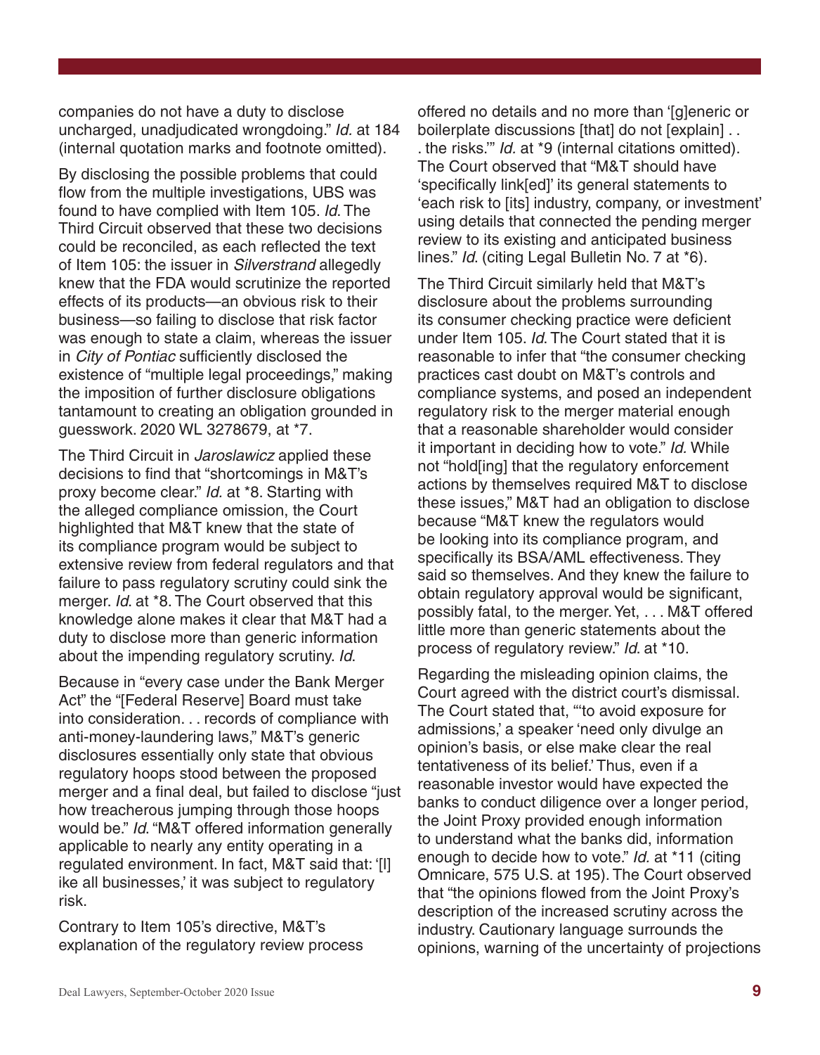companies do not have a duty to disclose uncharged, unadjudicated wrongdoing." *Id.* at 184 (internal quotation marks and footnote omitted).

By disclosing the possible problems that could flow from the multiple investigations, UBS was found to have complied with Item 105. *Id.* The Third Circuit observed that these two decisions could be reconciled, as each reflected the text of Item 105: the issuer in *Silverstrand* allegedly knew that the FDA would scrutinize the reported effects of its products—an obvious risk to their business—so failing to disclose that risk factor was enough to state a claim, whereas the issuer in *City of Pontiac* sufficiently disclosed the existence of "multiple legal proceedings," making the imposition of further disclosure obligations tantamount to creating an obligation grounded in guesswork. 2020 WL 3278679, at *7.

The Third Circuit in *Jaroslawicz* applied these decisions to find that "shortcomings in M&T's proxy become clear." *Id.* at *8. Starting with the alleged compliance omission, the Court highlighted that M&T knew that the state of its compliance program would be subject to extensive review from federal regulators and that failure to pass regulatory scrutiny could sink the merger. *Id.* at *8. The Court observed that this knowledge alone makes it clear that M&T had a duty to disclose more than generic information about the impending regulatory scrutiny. *Id.*

Because in "every case under the Bank Merger Act" the "[Federal Reserve] Board must take into consideration. . . records of compliance with anti-money-laundering laws," M&T's generic disclosures essentially only state that obvious regulatory hoops stood between the proposed merger and a final deal, but failed to disclose "just how treacherous jumping through those hoops would be." *Id.* "M&T offered information generally applicable to nearly any entity operating in a regulated environment. In fact, M&T said that: '[l]ike all businesses,' it was subject to regulatory risk.

Contrary to Item 105's directive, M&T's explanation of the regulatory review process offered no details and no more than '[g]eneric or boilerplate discussions [that] do not [explain] . . . the risks.'" *Id.* at *9 (internal citations omitted). The Court observed that "M&T should have 'specifically link[ed]' its general statements to 'each risk to [its] industry, company, or investment' using details that connected the pending merger review to its existing and anticipated business lines." *Id.* (citing Legal Bulletin No. 7 at *6).

The Third Circuit similarly held that M&T's disclosure about the problems surrounding its consumer checking practice were deficient under Item 105. *Id.* The Court stated that it is reasonable to infer that "the consumer checking practices cast doubt on M&T's controls and compliance systems, and posed an independent regulatory risk to the merger material enough that a reasonable shareholder would consider it important in deciding how to vote." *Id.* While not "hold[ing] that the regulatory enforcement actions by themselves required M&T to disclose these issues," M&T had an obligation to disclose because "M&T knew the regulators would be looking into its compliance program, and specifically its BSA/AML effectiveness. They said so themselves. And they knew the failure to obtain regulatory approval would be significant, possibly fatal, to the merger. Yet, . . . M&T offered little more than generic statements about the process of regulatory review." *Id.* at *10.

Regarding the misleading opinion claims, the Court agreed with the district court's dismissal. The Court stated that, "'to avoid exposure for admissions,' a speaker 'need only divulge an opinion's basis, or else make clear the real tentativeness of its belief.' Thus, even if a reasonable investor would have expected the banks to conduct diligence over a longer period, the Joint Proxy provided enough information to understand what the banks did, information enough to decide how to vote." *Id.* at *11 (citing Omnicare, 575 U.S. at 195). The Court observed that "the opinions flowed from the Joint Proxy's description of the increased scrutiny across the industry. Cautionary language surrounds the opinions, warning of the uncertainty of projections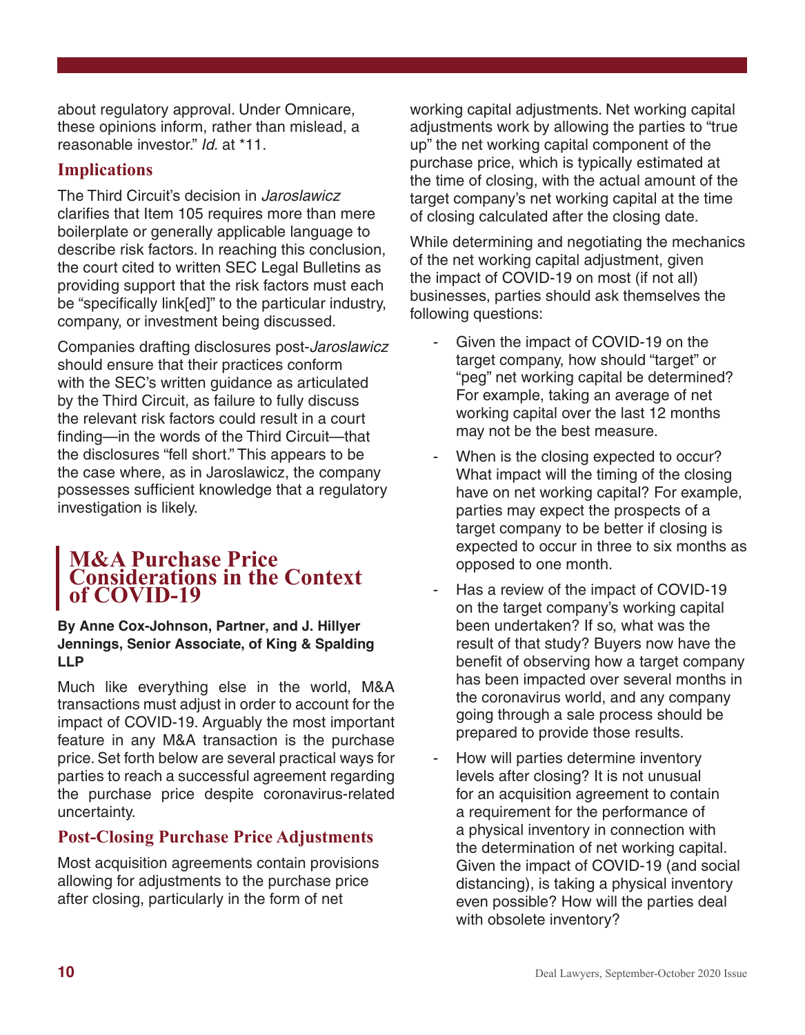about regulatory approval. Under Omnicare, these opinions inform, rather than mislead, a reasonable investor." *Id.* at *11.

### Implications

The Third Circuit's decision in *Jaroslawicz* clarifies that Item 105 requires more than mere boilerplate or generally applicable language to describe risk factors. In reaching this conclusion, the court cited to written SEC Legal Bulletins as providing support that the risk factors must each be "specifically link[ed]" to the particular industry, company, or investment being discussed.

Companies drafting disclosures post-*Jaroslawicz* should ensure that their practices conform with the SEC's written guidance as articulated by the Third Circuit, as failure to fully discuss the relevant risk factors could result in a court finding—in the words of the Third Circuit—that the disclosures "fell short." This appears to be the case where, as in Jaroslawicz, the company possesses sufficient knowledge that a regulatory investigation is likely.

## M&A Purchase Price Considerations in the Context of COVID-19

**By Anne Cox-Johnson, Partner, and J. Hillyer Jennings, Senior Associate, of King & Spalding LLP**

Much like everything else in the world, M&A transactions must adjust in order to account for the impact of COVID-19. Arguably the most important feature in any M&A transaction is the purchase price. Set forth below are several practical ways for parties to reach a successful agreement regarding the purchase price despite coronavirus-related uncertainty.

### Post-Closing Purchase Price Adjustments

Most acquisition agreements contain provisions allowing for adjustments to the purchase price after closing, particularly in the form of net working capital adjustments. Net working capital adjustments work by allowing the parties to "true up" the net working capital component of the purchase price, which is typically estimated at the time of closing, with the actual amount of the target company's net working capital at the time of closing calculated after the closing date.

While determining and negotiating the mechanics of the net working capital adjustment, given the impact of COVID-19 on most (if not all) businesses, parties should ask themselves the following questions:

- Given the impact of COVID-19 on the target company, how should "target" or "peg" net working capital be determined? For example, taking an average of net working capital over the last 12 months may not be the best measure.
- When is the closing expected to occur? What impact will the timing of the closing have on net working capital? For example, parties may expect the prospects of a target company to be better if closing is expected to occur in three to six months as opposed to one month.
- Has a review of the impact of COVID-19 on the target company's working capital been undertaken? If so, what was the result of that study? Buyers now have the benefit of observing how a target company has been impacted over several months in the coronavirus world, and any company going through a sale process should be prepared to provide those results.
- How will parties determine inventory levels after closing? It is not unusual for an acquisition agreement to contain a requirement for the performance of a physical inventory in connection with the determination of net working capital. Given the impact of COVID-19 (and social distancing), is taking a physical inventory even possible? How will the parties deal with obsolete inventory?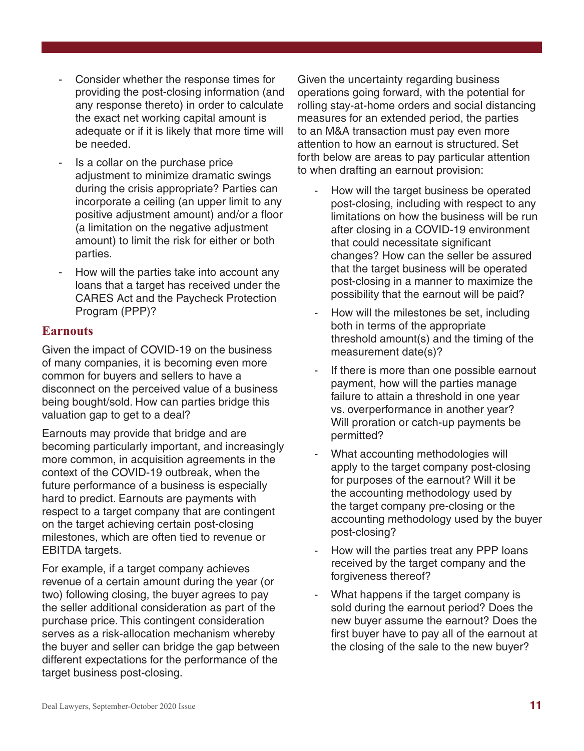- Consider whether the response times for providing the post-closing information (and any response thereto) in order to calculate the exact net working capital amount is adequate or if it is likely that more time will be needed.
- Is a collar on the purchase price adjustment to minimize dramatic swings during the crisis appropriate? Parties can incorporate a ceiling (an upper limit to any positive adjustment amount) and/or a floor (a limitation on the negative adjustment amount) to limit the risk for either or both parties.
- How will the parties take into account any loans that a target has received under the CARES Act and the Paycheck Protection Program (PPP)?

## Earnouts

Given the impact of COVID-19 on the business of many companies, it is becoming even more common for buyers and sellers to have a disconnect on the perceived value of a business being bought/sold. How can parties bridge this valuation gap to get to a deal?

Earnouts may provide that bridge and are becoming particularly important, and increasingly more common, in acquisition agreements in the context of the COVID-19 outbreak, when the future performance of a business is especially hard to predict. Earnouts are payments with respect to a target company that are contingent on the target achieving certain post-closing milestones, which are often tied to revenue or EBITDA targets.

For example, if a target company achieves revenue of a certain amount during the year (or two) following closing, the buyer agrees to pay the seller additional consideration as part of the purchase price. This contingent consideration serves as a risk-allocation mechanism whereby the buyer and seller can bridge the gap between different expectations for the performance of the target business post-closing.

Given the uncertainty regarding business operations going forward, with the potential for rolling stay-at-home orders and social distancing measures for an extended period, the parties to an M&A transaction must pay even more attention to how an earnout is structured. Set forth below are areas to pay particular attention to when drafting an earnout provision:

- How will the target business be operated post-closing, including with respect to any limitations on how the business will be run after closing in a COVID-19 environment that could necessitate significant changes? How can the seller be assured that the target business will be operated post-closing in a manner to maximize the possibility that the earnout will be paid?
- How will the milestones be set, including both in terms of the appropriate threshold amount(s) and the timing of the measurement date(s)?
- If there is more than one possible earnout payment, how will the parties manage failure to attain a threshold in one year vs. overperformance in another year? Will proration or catch-up payments be permitted?
- What accounting methodologies will apply to the target company post-closing for purposes of the earnout? Will it be the accounting methodology used by the target company pre-closing or the accounting methodology used by the buyer post-closing?
- How will the parties treat any PPP loans received by the target company and the forgiveness thereof?
- What happens if the target company is sold during the earnout period? Does the new buyer assume the earnout? Does the first buyer have to pay all of the earnout at the closing of the sale to the new buyer?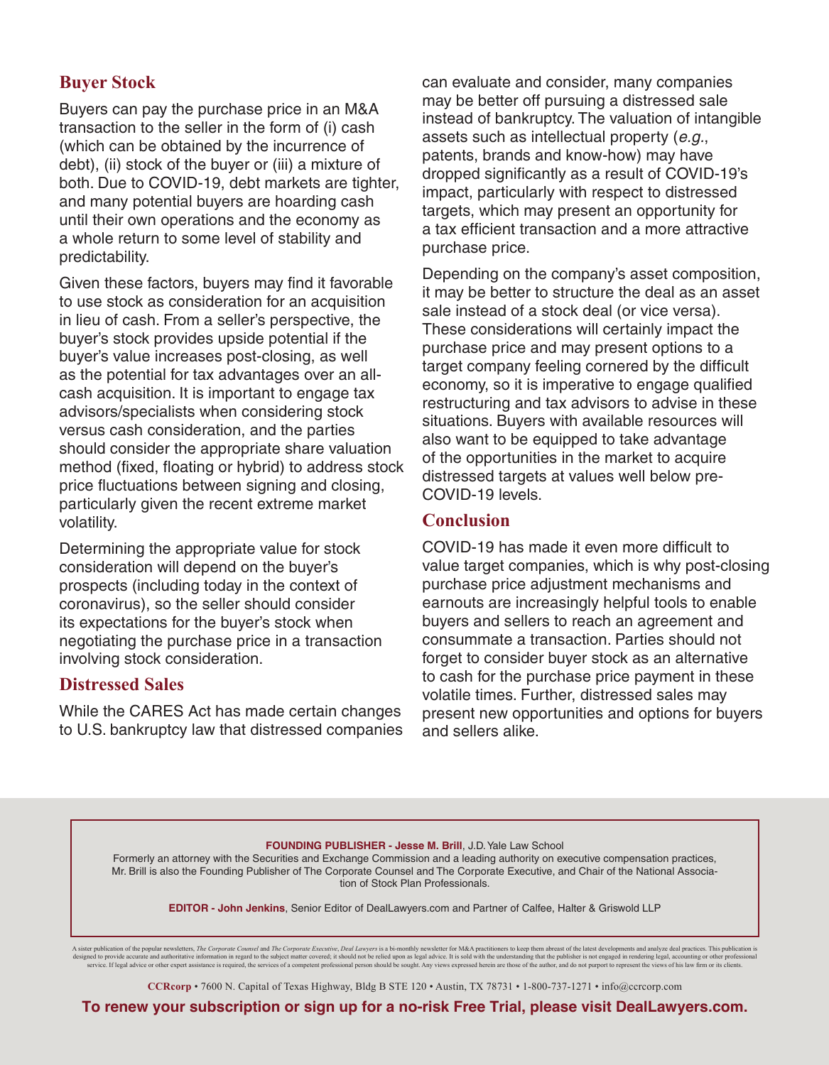## Buyer Stock

Buyers can pay the purchase price in an M&A transaction to the seller in the form of (i) cash (which can be obtained by the incurrence of debt), (ii) stock of the buyer or (iii) a mixture of both. Due to COVID-19, debt markets are tighter, and many potential buyers are hoarding cash until their own operations and the economy as a whole return to some level of stability and predictability.

Given these factors, buyers may find it favorable to use stock as consideration for an acquisition in lieu of cash. From a seller's perspective, the buyer's stock provides upside potential if the buyer's value increases post-closing, as well as the potential for tax advantages over an all-cash acquisition. It is important to engage tax advisors/specialists when considering stock versus cash consideration, and the parties should consider the appropriate share valuation method (fixed, floating or hybrid) to address stock price fluctuations between signing and closing, particularly given the recent extreme market volatility.

Determining the appropriate value for stock consideration will depend on the buyer's prospects (including today in the context of coronavirus), so the seller should consider its expectations for the buyer's stock when negotiating the purchase price in a transaction involving stock consideration.

## Distressed Sales

While the CARES Act has made certain changes to U.S. bankruptcy law that distressed companies can evaluate and consider, many companies may be better off pursuing a distressed sale instead of bankruptcy. The valuation of intangible assets such as intellectual property (*e.g.*, patents, brands and know-how) may have dropped significantly as a result of COVID-19's impact, particularly with respect to distressed targets, which may present an opportunity for a tax efficient transaction and a more attractive purchase price.

Depending on the company's asset composition, it may be better to structure the deal as an asset sale instead of a stock deal (or vice versa). These considerations will certainly impact the purchase price and may present options to a target company feeling cornered by the difficult economy, so it is imperative to engage qualified restructuring and tax advisors to advise in these situations. Buyers with available resources will also want to be equipped to take advantage of the opportunities in the market to acquire distressed targets at values well below pre-COVID-19 levels.

## Conclusion

COVID-19 has made it even more difficult to value target companies, which is why post-closing purchase price adjustment mechanisms and earnouts are increasingly helpful tools to enable buyers and sellers to reach an agreement and consummate a transaction. Parties should not forget to consider buyer stock as an alternative to cash for the purchase price payment in these volatile times. Further, distressed sales may present new opportunities and options for buyers and sellers alike.

---

**FOUNDING PUBLISHER - Jesse M. Brill**, J.D. Yale Law School
Formerly an attorney with the Securities and Exchange Commission and a leading authority on executive compensation practices, Mr. Brill is also the Founding Publisher of The Corporate Counsel and The Corporate Executive, and Chair of the National Association of Stock Plan Professionals.

**EDITOR - John Jenkins**, Senior Editor of DealLawyers.com and Partner of Calfee, Halter & Griswold LLP

A sister publication of the popular newsletters, *The Corporate Counsel* and *The Corporate Executive*, *Deal Lawyers* is a bi-monthly newsletter for M&A practitioners to keep them abreast of the latest developments and analyze deal practices. This publication is designed to provide accurate and authoritative information in regard to the subject matter covered; it should not be relied upon as legal advice. It is sold with the understanding that the publisher is not engaged in rendering legal, accounting or other professional service. If legal advice or other expert assistance is required, the services of a competent professional person should be sought. Any views expressed herein are those of the author, and do not purport to represent the views of his law firm or its clients.

**CCRcorp** • 7600 N. Capital of Texas Highway, Bldg B STE 120 • Austin, TX 78731 • 1-800-737-1271 • info@ccrcorp.com

**To renew your subscription or sign up for a no-risk Free Trial, please visit DealLawyers.com.**